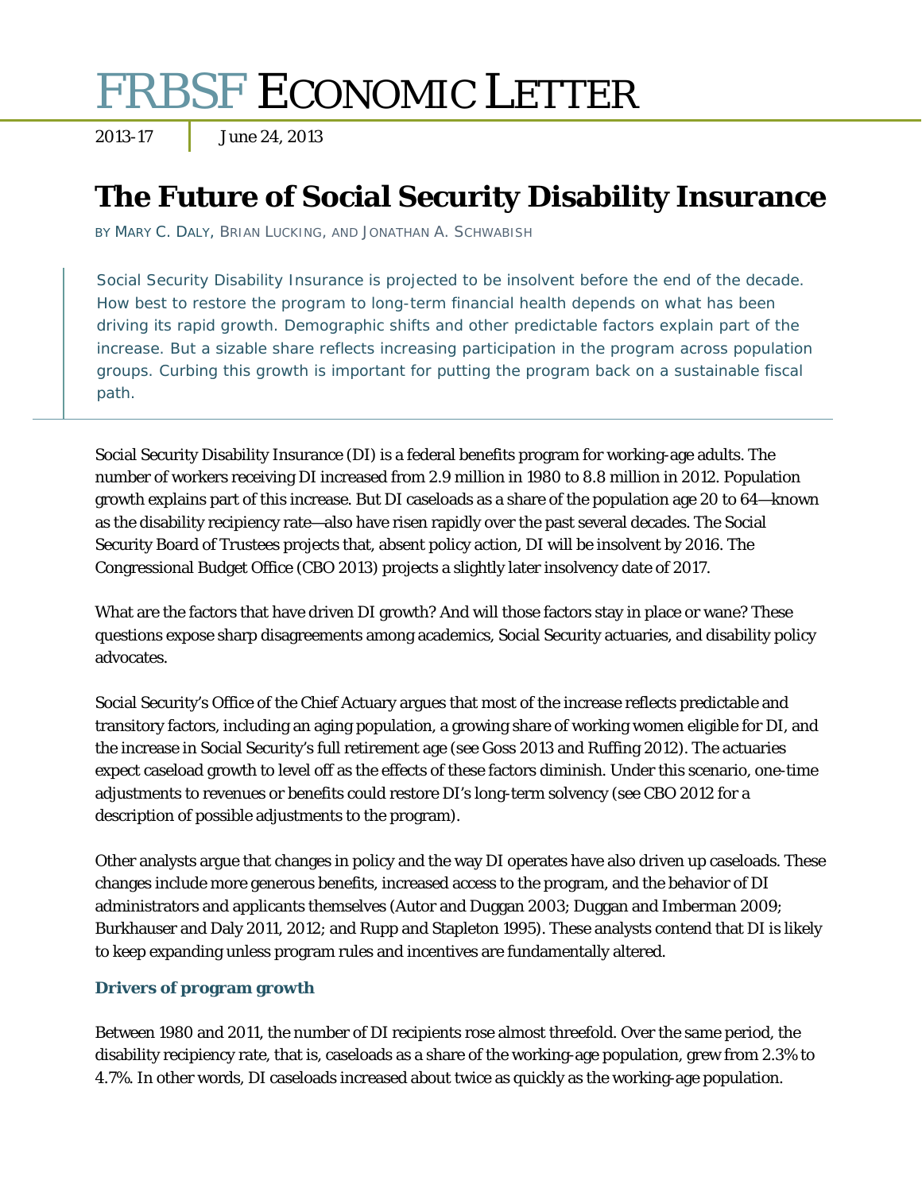# FRBSF ECONOMIC LETTER

2013-17 | June 24, 2013

## The Future of Social Security Disability Insurance

BY MARY C. DALY, BRIAN LUCKING, AND JONATHAN A. SCHWABISH

> Social Security Disability Insurance is projected to be insolvent before the end of the decade. How best to restore the program to long-term financial health depends on what has been driving its rapid growth. Demographic shifts and other predictable factors explain part of the increase. But a sizable share reflects increasing participation in the program across population groups. Curbing this growth is important for putting the program back on a sustainable fiscal path.

Social Security Disability Insurance (DI) is a federal benefits program for working-age adults. The number of workers receiving DI increased from 2.9 million in 1980 to 8.8 million in 2012. Population growth explains part of this increase. But DI caseloads as a share of the population age 20 to 64—known as the disability recipiency rate—also have risen rapidly over the past several decades. The Social Security Board of Trustees projects that, absent policy action, DI will be insolvent by 2016. The Congressional Budget Office (CBO 2013) projects a slightly later insolvency date of 2017.

What are the factors that have driven DI growth? And will those factors stay in place or wane? These questions expose sharp disagreements among academics, Social Security actuaries, and disability policy advocates.

Social Security's Office of the Chief Actuary argues that most of the increase reflects predictable and transitory factors, including an aging population, a growing share of working women eligible for DI, and the increase in Social Security's full retirement age (see Goss 2013 and Ruffing 2012). The actuaries expect caseload growth to level off as the effects of these factors diminish. Under this scenario, one-time adjustments to revenues or benefits could restore DI's long-term solvency (see CBO 2012 for a description of possible adjustments to the program).

Other analysts argue that changes in policy and the way DI operates have also driven up caseloads. These changes include more generous benefits, increased access to the program, and the behavior of DI administrators and applicants themselves (Autor and Duggan 2003; Duggan and Imberman 2009; Burkhauser and Daly 2011, 2012; and Rupp and Stapleton 1995). These analysts contend that DI is likely to keep expanding unless program rules and incentives are fundamentally altered.

### Drivers of program growth

Between 1980 and 2011, the number of DI recipients rose almost threefold. Over the same period, the disability recipiency rate, that is, caseloads as a share of the working-age population, grew from 2.3% to 4.7%. In other words, DI caseloads increased about twice as quickly as the working-age population.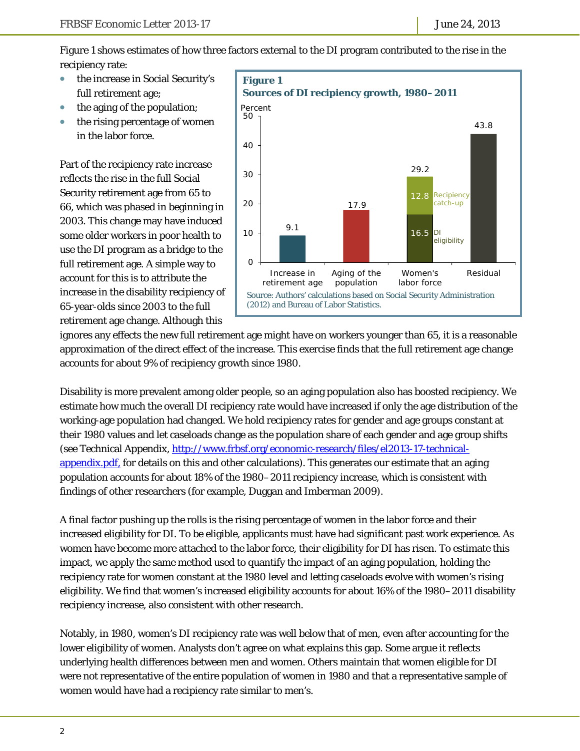Figure 1 shows estimates of how three factors external to the DI program contributed to the rise in the recipiency rate:

- the increase in Social Security's full retirement age;
- the aging of the population;
- the rising percentage of women in the labor force.

**Figure 1**
**Sources of DI recipiency growth, 1980–2011**

Percent
50
40
30
20
10
0

9.1
17.9
29.2
12.8 Recipiency catch-up
16.5 DI eligibility
43.8

Increase in retirement age
Aging of the population
Women's labor force
Residual

Source: Authors' calculations based on Social Security Administration (2012) and Bureau of Labor Statistics.

Part of the recipiency rate increase reflects the rise in the full Social Security retirement age from 65 to 66, which was phased in beginning in 2003. This change may have induced some older workers in poor health to use the DI program as a bridge to the full retirement age. A simple way to account for this is to attribute the increase in the disability recipiency of 65-year-olds since 2003 to the full retirement age change. Although this ignores any effects the new full retirement age might have on workers younger than 65, it is a reasonable approximation of the direct effect of the increase. This exercise finds that the full retirement age change accounts for about 9% of recipiency growth since 1980.

Disability is more prevalent among older people, so an aging population also has boosted recipiency. We estimate how much the overall DI recipiency rate would have increased if only the age distribution of the working-age population had changed. We hold recipiency rates for gender and age groups constant at their 1980 values and let caseloads change as the population share of each gender and age group shifts (see Technical Appendix, http://www.frbsf.org/economic-research/files/el2013-17-technical-appendix.pdf, for details on this and other calculations). This generates our estimate that an aging population accounts for about 18% of the 1980–2011 recipiency increase, which is consistent with findings of other researchers (for example, Duggan and Imberman 2009).

A final factor pushing up the rolls is the rising percentage of women in the labor force and their increased eligibility for DI. To be eligible, applicants must have had significant past work experience. As women have become more attached to the labor force, their eligibility for DI has risen. To estimate this impact, we apply the same method used to quantify the impact of an aging population, holding the recipiency rate for women constant at the 1980 level and letting caseloads evolve with women's rising eligibility. We find that women's increased eligibility accounts for about 16% of the 1980–2011 disability recipiency increase, also consistent with other research.

Notably, in 1980, women's DI recipiency rate was well below that of men, even after accounting for the lower eligibility of women. Analysts don't agree on what explains this gap. Some argue it reflects underlying health differences between men and women. Others maintain that women eligible for DI were not representative of the entire population of women in 1980 and that a representative sample of women would have had a recipiency rate similar to men's.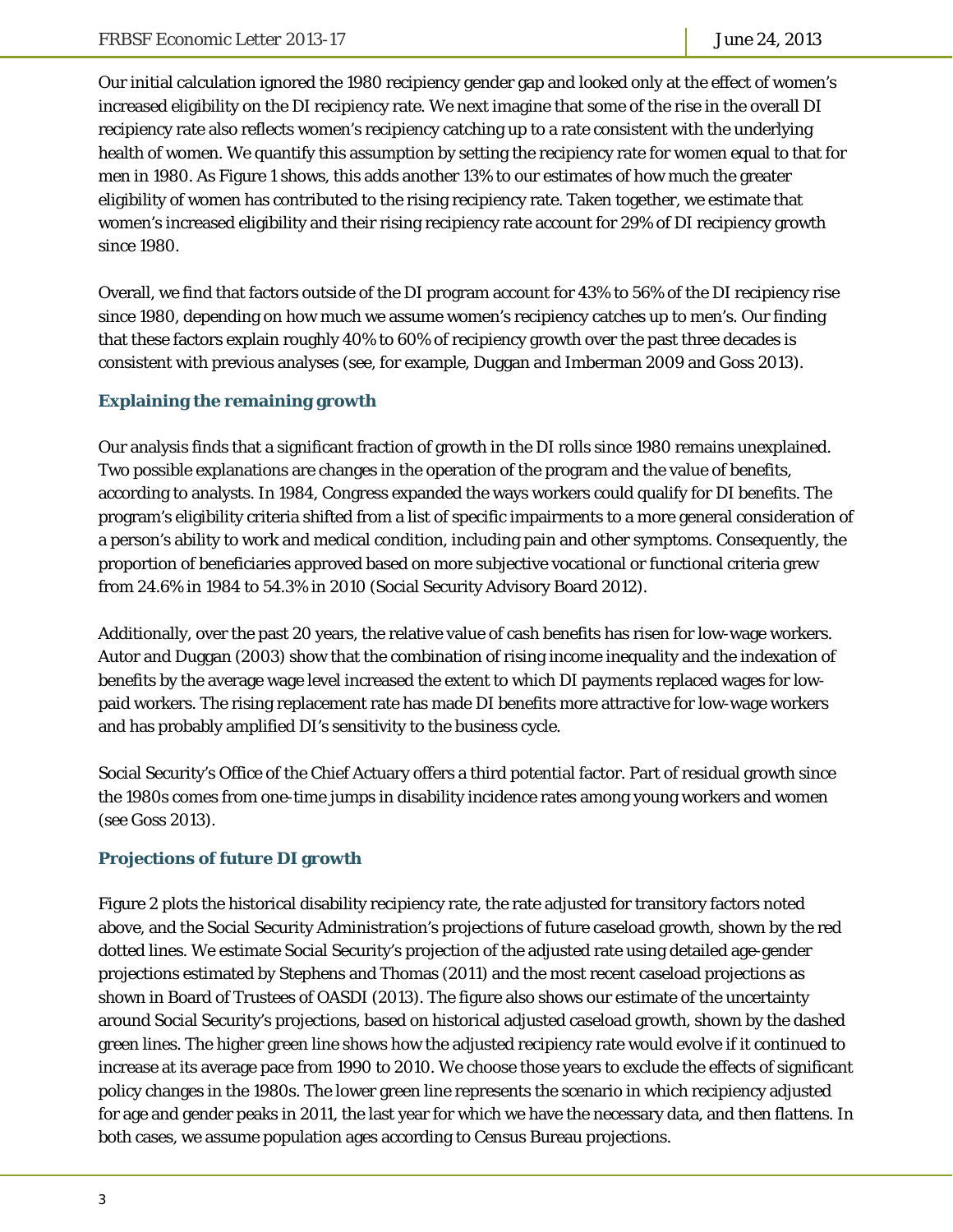Our initial calculation ignored the 1980 recipiency gender gap and looked only at the effect of women's increased eligibility on the DI recipiency rate. We next imagine that some of the rise in the overall DI recipiency rate also reflects women's recipiency catching up to a rate consistent with the underlying health of women. We quantify this assumption by setting the recipiency rate for women equal to that for men in 1980. As Figure 1 shows, this adds another 13% to our estimates of how much the greater eligibility of women has contributed to the rising recipiency rate. Taken together, we estimate that women's increased eligibility and their rising recipiency rate account for 29% of DI recipiency growth since 1980.

Overall, we find that factors outside of the DI program account for 43% to 56% of the DI recipiency rise since 1980, depending on how much we assume women's recipiency catches up to men's. Our finding that these factors explain roughly 40% to 60% of recipiency growth over the past three decades is consistent with previous analyses (see, for example, Duggan and Imberman 2009 and Goss 2013).

### Explaining the remaining growth

Our analysis finds that a significant fraction of growth in the DI rolls since 1980 remains unexplained. Two possible explanations are changes in the operation of the program and the value of benefits, according to analysts. In 1984, Congress expanded the ways workers could qualify for DI benefits. The program's eligibility criteria shifted from a list of specific impairments to a more general consideration of a person's ability to work and medical condition, including pain and other symptoms. Consequently, the proportion of beneficiaries approved based on more subjective vocational or functional criteria grew from 24.6% in 1984 to 54.3% in 2010 (Social Security Advisory Board 2012).

Additionally, over the past 20 years, the relative value of cash benefits has risen for low-wage workers. Autor and Duggan (2003) show that the combination of rising income inequality and the indexation of benefits by the average wage level increased the extent to which DI payments replaced wages for low-paid workers. The rising replacement rate has made DI benefits more attractive for low-wage workers and has probably amplified DI's sensitivity to the business cycle.

Social Security's Office of the Chief Actuary offers a third potential factor. Part of residual growth since the 1980s comes from one-time jumps in disability incidence rates among young workers and women (see Goss 2013).

### Projections of future DI growth

Figure 2 plots the historical disability recipiency rate, the rate adjusted for transitory factors noted above, and the Social Security Administration's projections of future caseload growth, shown by the red dotted lines. We estimate Social Security's projection of the adjusted rate using detailed age-gender projections estimated by Stephens and Thomas (2011) and the most recent caseload projections as shown in Board of Trustees of OASDI (2013). The figure also shows our estimate of the uncertainty around Social Security's projections, based on historical adjusted caseload growth, shown by the dashed green lines. The higher green line shows how the adjusted recipiency rate would evolve if it continued to increase at its average pace from 1990 to 2010. We choose those years to exclude the effects of significant policy changes in the 1980s. The lower green line represents the scenario in which recipiency adjusted for age and gender peaks in 2011, the last year for which we have the necessary data, and then flattens. In both cases, we assume population ages according to Census Bureau projections.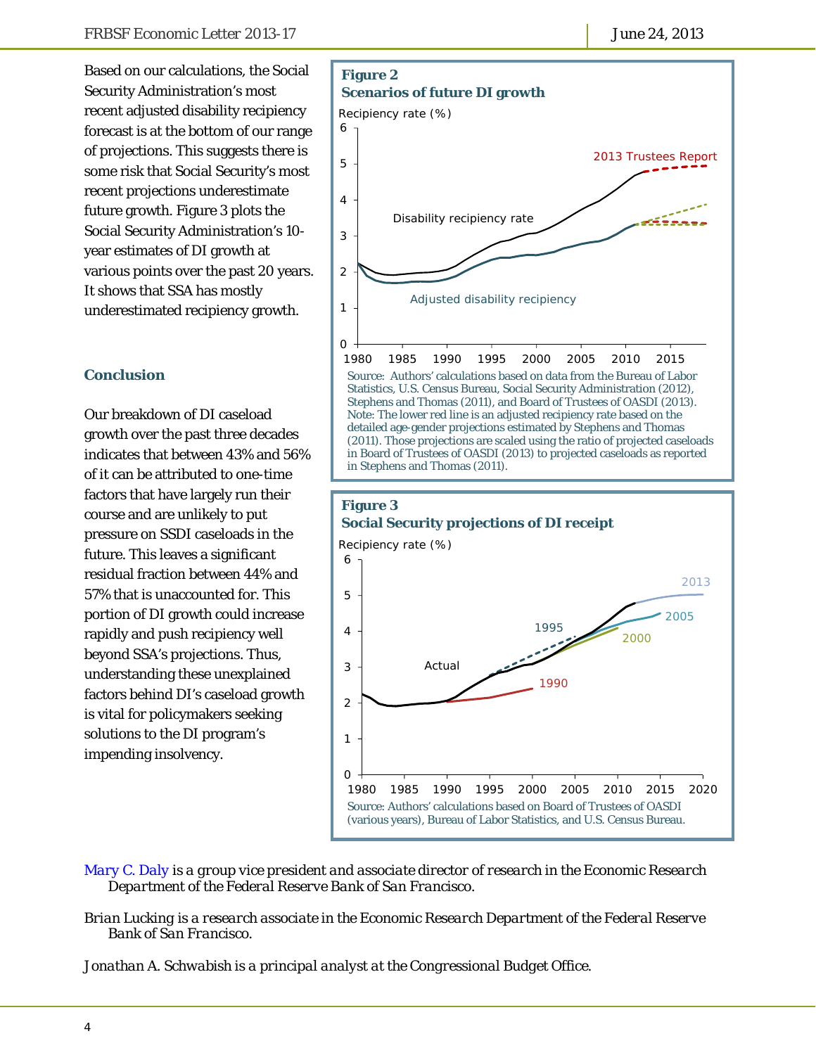Based on our calculations, the Social Security Administration's most recent adjusted disability recipiency forecast is at the bottom of our range of projections. This suggests there is some risk that Social Security's most recent projections underestimate future growth. Figure 3 plots the Social Security Administration's 10-year estimates of DI growth at various points over the past 20 years. It shows that SSA has mostly underestimated recipiency growth.

## Conclusion

Our breakdown of DI caseload growth over the past three decades indicates that between 43% and 56% of it can be attributed to one-time factors that have largely run their course and are unlikely to put pressure on SSDI caseloads in the future. This leaves a significant residual fraction between 44% and 57% that is unaccounted for. This portion of DI growth could increase rapidly and push recipiency well beyond SSA's projections. Thus, understanding these unexplained factors behind DI's caseload growth is vital for policymakers seeking solutions to the DI program's impending insolvency.

**Figure 2**
**Scenarios of future DI growth**

Recipiency rate (%)
6
5
4
3
2
1
0
1980 1985 1990 1995 2000 2005 2010 2015
2013 Trustees Report
Disability recipiency rate
Adjusted disability recipiency

Source: Authors' calculations based on data from the Bureau of Labor Statistics, U.S. Census Bureau, Social Security Administration (2012), Stephens and Thomas (2011), and Board of Trustees of OASDI (2013).
Note: The lower red line is an adjusted recipiency rate based on the detailed age-gender projections estimated by Stephens and Thomas (2011). Those projections are scaled using the ratio of projected caseloads in Board of Trustees of OASDI (2013) to projected caseloads as reported in Stephens and Thomas (2011).

**Figure 3**
**Social Security projections of DI receipt**

Recipiency rate (%)
6
5
4
3
2
1
0
1980 1985 1990 1995 2000 2005 2010 2015 2020
2013
2005
2000
1995
Actual
1990

Source: Authors' calculations based on Board of Trustees of OASDI (various years), Bureau of Labor Statistics, and U.S. Census Bureau.

*Mary C. Daly is a group vice president and associate director of research in the Economic Research Department of the Federal Reserve Bank of San Francisco.*

*Brian Lucking is a research associate in the Economic Research Department of the Federal Reserve Bank of San Francisco.*

*Jonathan A. Schwabish is a principal analyst at the Congressional Budget Office.*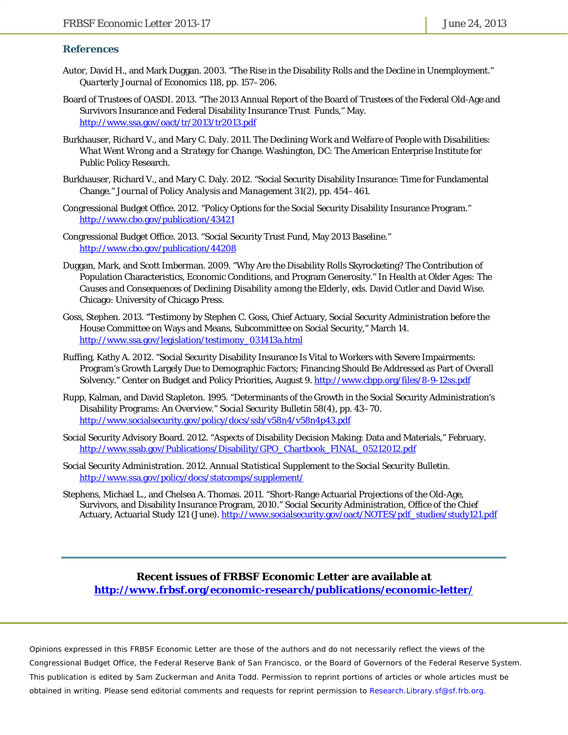## References

Autor, David H., and Mark Duggan. 2003. "The Rise in the Disability Rolls and the Decline in Unemployment." *Quarterly Journal of Economics* 118, pp. 157–206.

Board of Trustees of OASDI. 2013. "The 2013 Annual Report of the Board of Trustees of the Federal Old-Age and Survivors Insurance and Federal Disability Insurance Trust Funds," May. http://www.ssa.gov/oact/tr/2013/tr2013.pdf

Burkhauser, Richard V., and Mary C. Daly. 2011. *The Declining Work and Welfare of People with Disabilities: What Went Wrong and a Strategy for Change*. Washington, DC: The American Enterprise Institute for Public Policy Research.

Burkhauser, Richard V., and Mary C. Daly. 2012. "Social Security Disability Insurance: Time for Fundamental Change." *Journal of Policy Analysis and Management* 31(2), pp. 454–461.

Congressional Budget Office. 2012. "Policy Options for the Social Security Disability Insurance Program." http://www.cbo.gov/publication/43421

Congressional Budget Office. 2013. "Social Security Trust Fund, May 2013 Baseline." http://www.cbo.gov/publication/44208

Duggan, Mark, and Scott Imberman. 2009. "Why Are the Disability Rolls Skyrocketing? The Contribution of Population Characteristics, Economic Conditions, and Program Generosity." In *Health at Older Ages: The Causes and Consequences of Declining Disability among the Elderly*, eds. David Cutler and David Wise. Chicago: University of Chicago Press.

Goss, Stephen. 2013. "Testimony by Stephen C. Goss, Chief Actuary, Social Security Administration before the House Committee on Ways and Means, Subcommittee on Social Security," March 14. http://www.ssa.gov/legislation/testimony_031413a.html

Ruffing, Kathy A. 2012. "Social Security Disability Insurance Is Vital to Workers with Severe Impairments: Program's Growth Largely Due to Demographic Factors; Financing Should Be Addressed as Part of Overall Solvency." Center on Budget and Policy Priorities, August 9. http://www.cbpp.org/files/8-9-12ss.pdf

Rupp, Kalman, and David Stapleton. 1995. "Determinants of the Growth in the Social Security Administration's Disability Programs: An Overview." *Social Security Bulletin* 58(4), pp. 43–70. http://www.socialsecurity.gov/policy/docs/ssb/v58n4/v58n4p43.pdf

Social Security Advisory Board. 2012. "Aspects of Disability Decision Making: Data and Materials," February. http://www.ssab.gov/Publications/Disability/GPO_Chartbook_FINAL_05212012.pdf

Social Security Administration. 2012. *Annual Statistical Supplement to the Social Security Bulletin*. http://www.ssa.gov/policy/docs/statcomps/supplement/

Stephens, Michael L., and Chelsea A. Thomas. 2011. "Short-Range Actuarial Projections of the Old-Age, Survivors, and Disability Insurance Program, 2010." Social Security Administration, Office of the Chief Actuary, Actuarial Study 121 (June). http://www.socialsecurity.gov/oact/NOTES/pdf_studies/study121.pdf

---

**Recent issues of FRBSF Economic Letter are available at**
**http://www.frbsf.org/economic-research/publications/economic-letter/**

---

Opinions expressed in this FRBSF Economic Letter are those of the authors and do not necessarily reflect the views of the Congressional Budget Office, the Federal Reserve Bank of San Francisco, or the Board of Governors of the Federal Reserve System. This publication is edited by Sam Zuckerman and Anita Todd. Permission to reprint portions of articles or whole articles must be obtained in writing. Please send editorial comments and requests for reprint permission to Research.Library.sf@sf.frb.org.